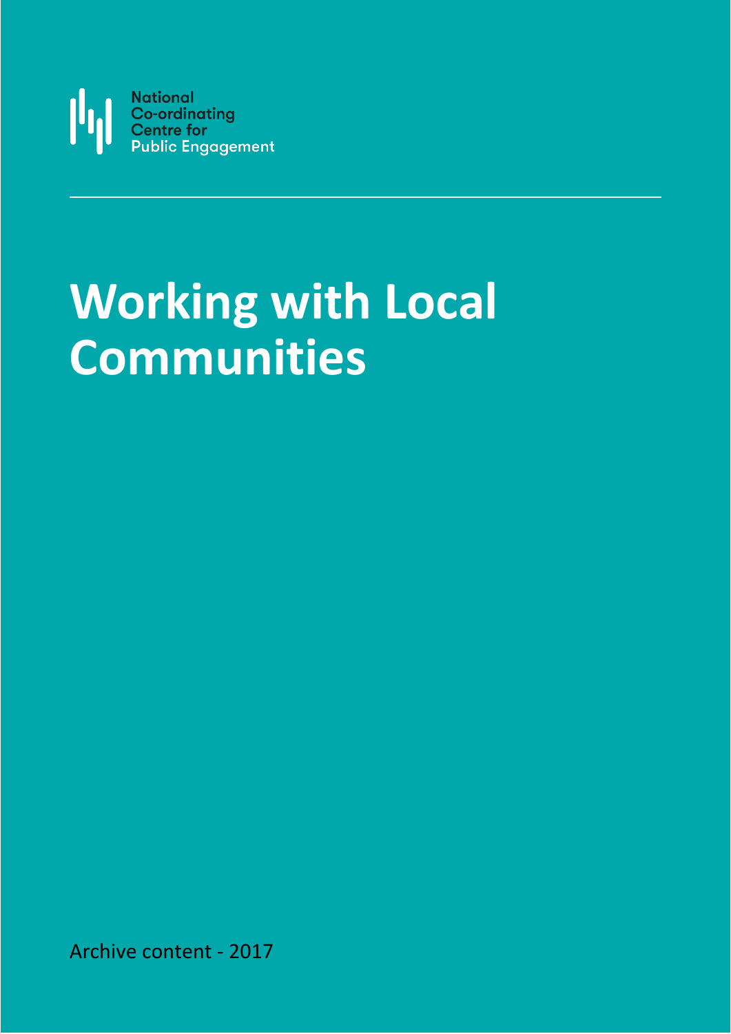National Co-ordinating Centre for Public Engagement

# Working with Local Communities

Archive content - 2017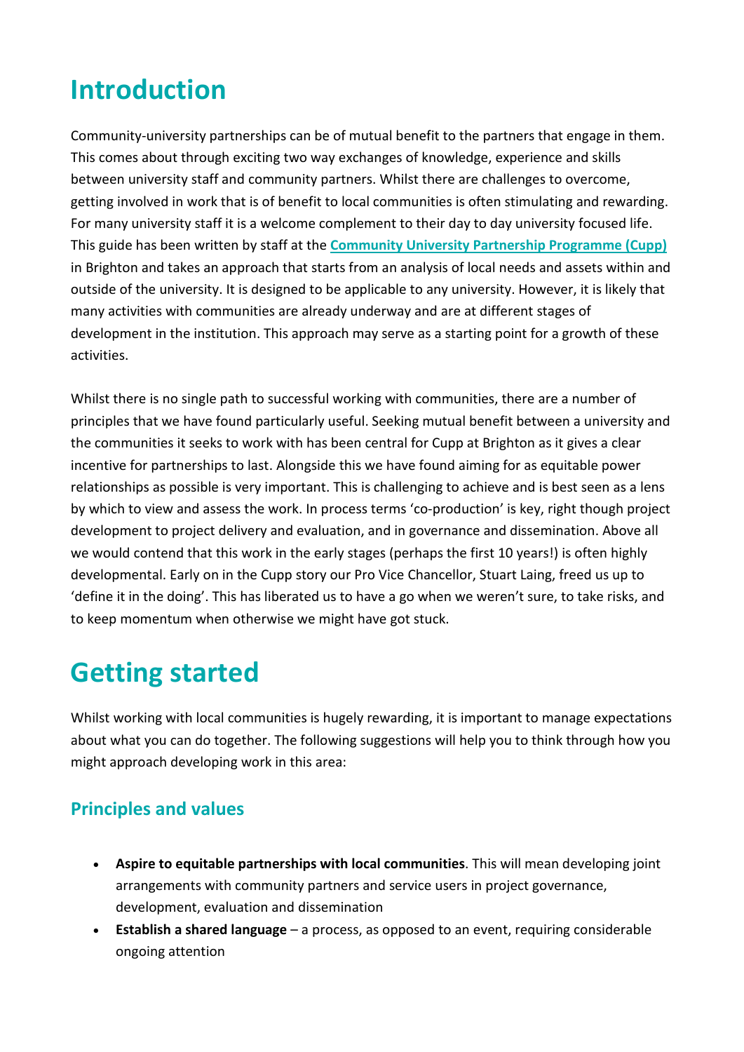# Introduction

Community-university partnerships can be of mutual benefit to the partners that engage in them. This comes about through exciting two way exchanges of knowledge, experience and skills between university staff and community partners. Whilst there are challenges to overcome, getting involved in work that is of benefit to local communities is often stimulating and rewarding. For many university staff it is a welcome complement to their day to day university focused life. This guide has been written by staff at the **Community University Partnership Programme (Cupp)** in Brighton and takes an approach that starts from an analysis of local needs and assets within and outside of the university. It is designed to be applicable to any university. However, it is likely that many activities with communities are already underway and are at different stages of development in the institution. This approach may serve as a starting point for a growth of these activities.

Whilst there is no single path to successful working with communities, there are a number of principles that we have found particularly useful. Seeking mutual benefit between a university and the communities it seeks to work with has been central for Cupp at Brighton as it gives a clear incentive for partnerships to last. Alongside this we have found aiming for as equitable power relationships as possible is very important. This is challenging to achieve and is best seen as a lens by which to view and assess the work. In process terms 'co-production' is key, right though project development to project delivery and evaluation, and in governance and dissemination. Above all we would contend that this work in the early stages (perhaps the first 10 years!) is often highly developmental. Early on in the Cupp story our Pro Vice Chancellor, Stuart Laing, freed us up to 'define it in the doing'. This has liberated us to have a go when we weren't sure, to take risks, and to keep momentum when otherwise we might have got stuck.

# Getting started

Whilst working with local communities is hugely rewarding, it is important to manage expectations about what you can do together. The following suggestions will help you to think through how you might approach developing work in this area:

## Principles and values

- **Aspire to equitable partnerships with local communities**. This will mean developing joint arrangements with community partners and service users in project governance, development, evaluation and dissemination
- **Establish a shared language** – a process, as opposed to an event, requiring considerable ongoing attention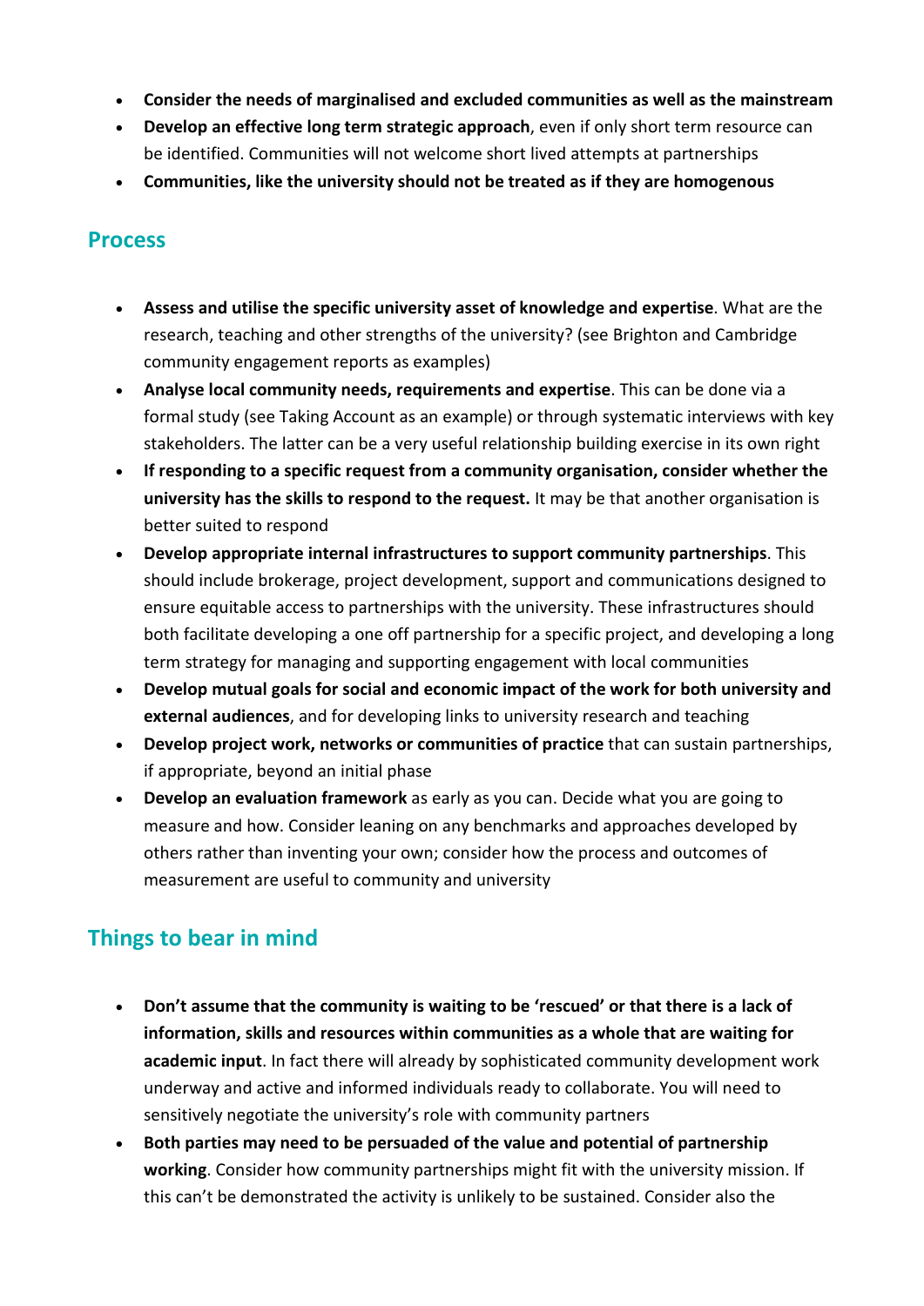- **Consider the needs of marginalised and excluded communities as well as the mainstream**
- **Develop an effective long term strategic approach**, even if only short term resource can be identified. Communities will not welcome short lived attempts at partnerships
- **Communities, like the university should not be treated as if they are homogenous**

## Process

- **Assess and utilise the specific university asset of knowledge and expertise**. What are the research, teaching and other strengths of the university? (see Brighton and Cambridge community engagement reports as examples)
- **Analyse local community needs, requirements and expertise**. This can be done via a formal study (see Taking Account as an example) or through systematic interviews with key stakeholders. The latter can be a very useful relationship building exercise in its own right
- **If responding to a specific request from a community organisation, consider whether the university has the skills to respond to the request.** It may be that another organisation is better suited to respond
- **Develop appropriate internal infrastructures to support community partnerships**. This should include brokerage, project development, support and communications designed to ensure equitable access to partnerships with the university. These infrastructures should both facilitate developing a one off partnership for a specific project, and developing a long term strategy for managing and supporting engagement with local communities
- **Develop mutual goals for social and economic impact of the work for both university and external audiences**, and for developing links to university research and teaching
- **Develop project work, networks or communities of practice** that can sustain partnerships, if appropriate, beyond an initial phase
- **Develop an evaluation framework** as early as you can. Decide what you are going to measure and how. Consider leaning on any benchmarks and approaches developed by others rather than inventing your own; consider how the process and outcomes of measurement are useful to community and university

## Things to bear in mind

- **Don't assume that the community is waiting to be 'rescued' or that there is a lack of information, skills and resources within communities as a whole that are waiting for academic input**. In fact there will already by sophisticated community development work underway and active and informed individuals ready to collaborate. You will need to sensitively negotiate the university's role with community partners
- **Both parties may need to be persuaded of the value and potential of partnership working**. Consider how community partnerships might fit with the university mission. If this can't be demonstrated the activity is unlikely to be sustained. Consider also the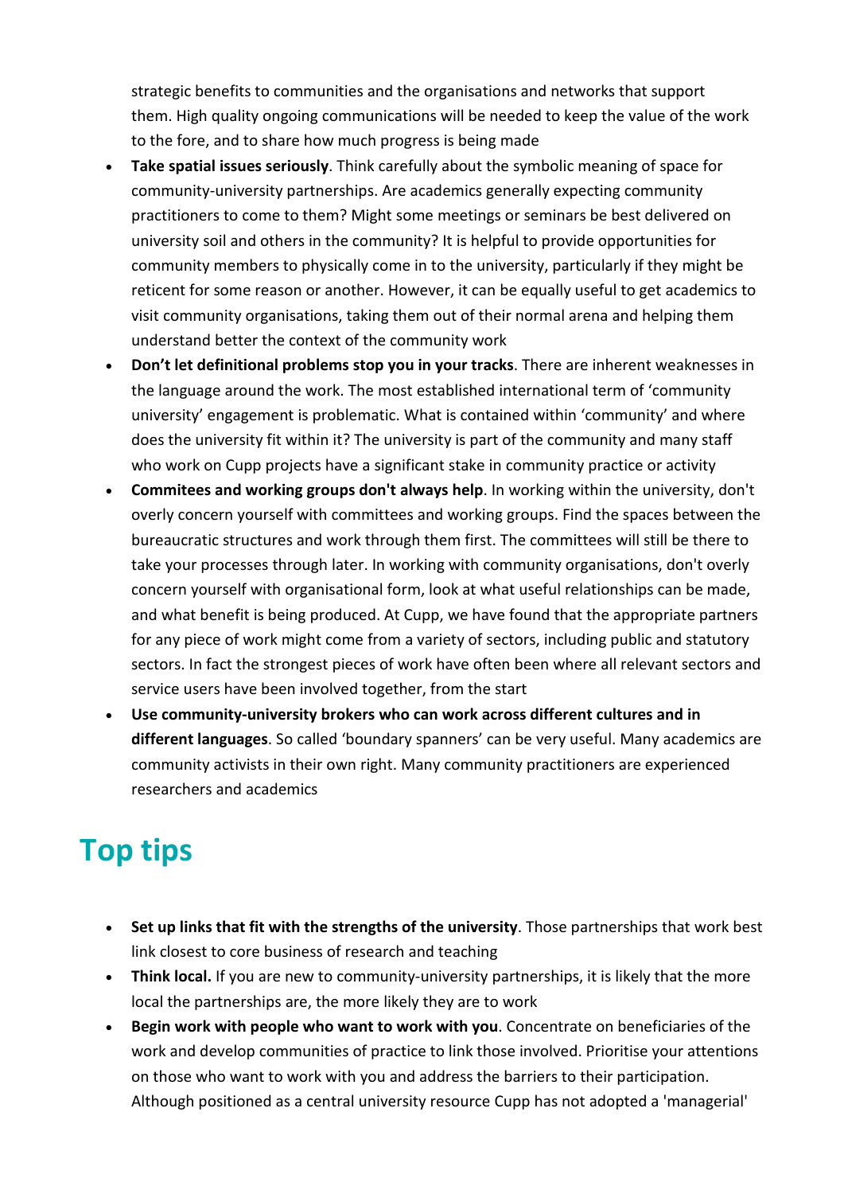strategic benefits to communities and the organisations and networks that support them. High quality ongoing communications will be needed to keep the value of the work to the fore, and to share how much progress is being made

- **Take spatial issues seriously**. Think carefully about the symbolic meaning of space for community-university partnerships. Are academics generally expecting community practitioners to come to them? Might some meetings or seminars be best delivered on university soil and others in the community? It is helpful to provide opportunities for community members to physically come in to the university, particularly if they might be reticent for some reason or another. However, it can be equally useful to get academics to visit community organisations, taking them out of their normal arena and helping them understand better the context of the community work
- **Don't let definitional problems stop you in your tracks**. There are inherent weaknesses in the language around the work. The most established international term of 'community university' engagement is problematic. What is contained within 'community' and where does the university fit within it? The university is part of the community and many staff who work on Cupp projects have a significant stake in community practice or activity
- **Commitees and working groups don't always help**. In working within the university, don't overly concern yourself with committees and working groups. Find the spaces between the bureaucratic structures and work through them first. The committees will still be there to take your processes through later. In working with community organisations, don't overly concern yourself with organisational form, look at what useful relationships can be made, and what benefit is being produced. At Cupp, we have found that the appropriate partners for any piece of work might come from a variety of sectors, including public and statutory sectors. In fact the strongest pieces of work have often been where all relevant sectors and service users have been involved together, from the start
- **Use community-university brokers who can work across different cultures and in different languages**. So called 'boundary spanners' can be very useful. Many academics are community activists in their own right. Many community practitioners are experienced researchers and academics

## Top tips

- **Set up links that fit with the strengths of the university**. Those partnerships that work best link closest to core business of research and teaching
- **Think local.** If you are new to community-university partnerships, it is likely that the more local the partnerships are, the more likely they are to work
- **Begin work with people who want to work with you**. Concentrate on beneficiaries of the work and develop communities of practice to link those involved. Prioritise your attentions on those who want to work with you and address the barriers to their participation. Although positioned as a central university resource Cupp has not adopted a 'managerial'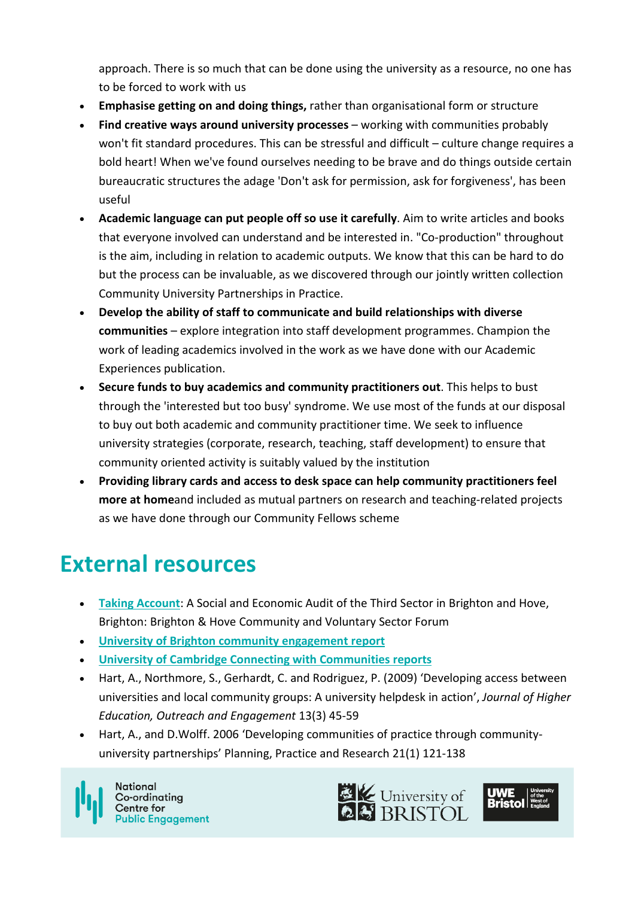approach. There is so much that can be done using the university as a resource, no one has to be forced to work with us

- **Emphasise getting on and doing things,** rather than organisational form or structure
- **Find creative ways around university processes** – working with communities probably won't fit standard procedures. This can be stressful and difficult – culture change requires a bold heart! When we've found ourselves needing to be brave and do things outside certain bureaucratic structures the adage 'Don't ask for permission, ask for forgiveness', has been useful
- **Academic language can put people off so use it carefully**. Aim to write articles and books that everyone involved can understand and be interested in. "Co-production" throughout is the aim, including in relation to academic outputs. We know that this can be hard to do but the process can be invaluable, as we discovered through our jointly written collection Community University Partnerships in Practice.
- **Develop the ability of staff to communicate and build relationships with diverse communities** – explore integration into staff development programmes. Champion the work of leading academics involved in the work as we have done with our Academic Experiences publication.
- **Secure funds to buy academics and community practitioners out**. This helps to bust through the 'interested but too busy' syndrome. We use most of the funds at our disposal to buy out both academic and community practitioner time. We seek to influence university strategies (corporate, research, teaching, staff development) to ensure that community oriented activity is suitably valued by the institution
- **Providing library cards and access to desk space can help community practitioners feel more at home**and included as mutual partners on research and teaching-related projects as we have done through our Community Fellows scheme

# External resources

- Taking Account: A Social and Economic Audit of the Third Sector in Brighton and Hove, Brighton: Brighton & Hove Community and Voluntary Sector Forum
- University of Brighton community engagement report
- University of Cambridge Connecting with Communities reports
- Hart, A., Northmore, S., Gerhardt, C. and Rodriguez, P. (2009) 'Developing access between universities and local community groups: A university helpdesk in action', *Journal of Higher Education, Outreach and Engagement* 13(3) 45-59
- Hart, A., and D.Wolff. 2006 'Developing communities of practice through community-university partnerships' Planning, Practice and Research 21(1) 121-138